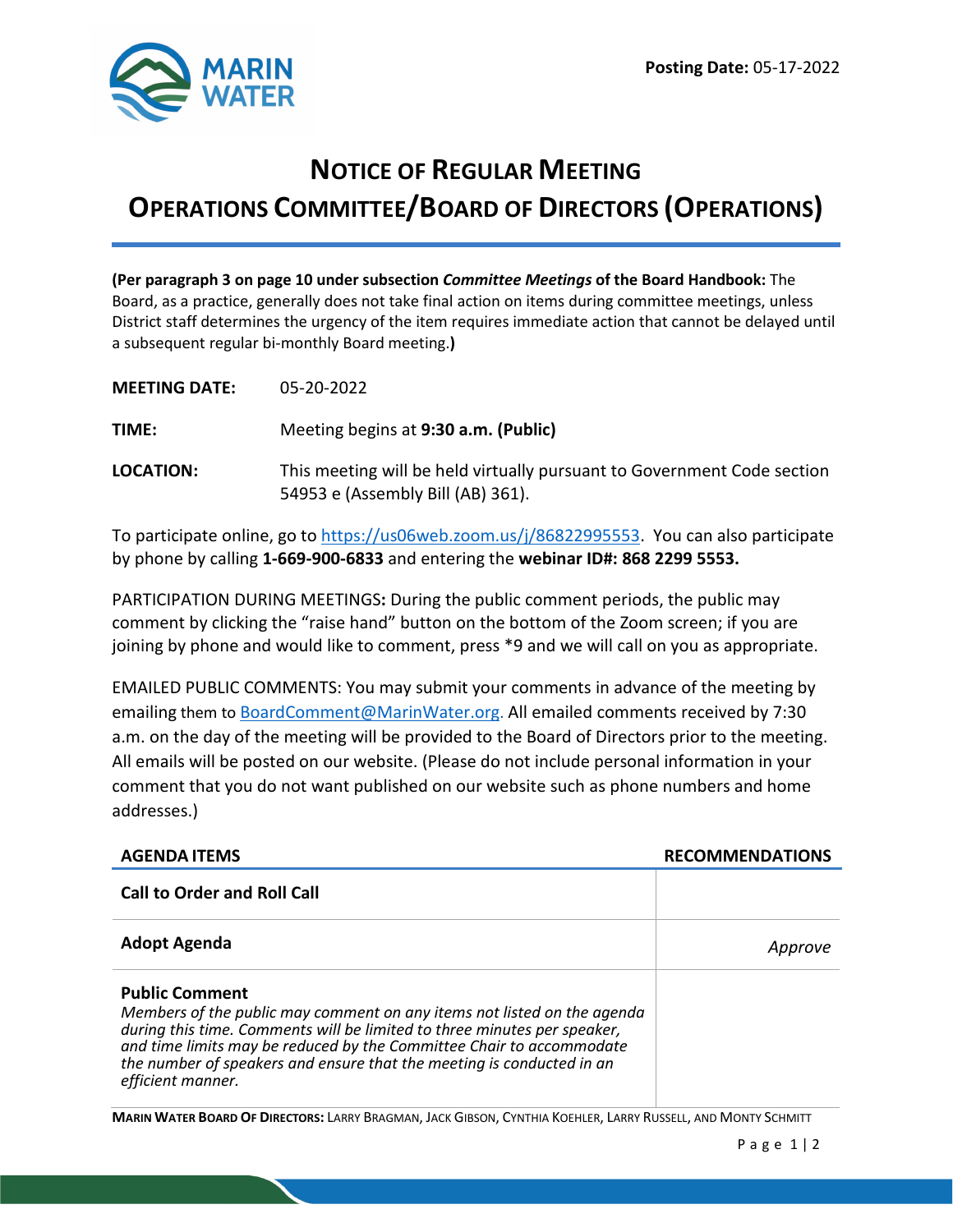**Posting Date:** 05-17-2022

# NOTICE OF REGULAR MEETING
# OPERATIONS COMMITTEE/BOARD OF DIRECTORS (OPERATIONS)

**(Per paragraph 3 on page 10 under subsection *Committee Meetings* of the Board Handbook:** The Board, as a practice, generally does not take final action on items during committee meetings, unless District staff determines the urgency of the item requires immediate action that cannot be delayed until a subsequent regular bi-monthly Board meeting.**)**

**MEETING DATE:** 05-20-2022

**TIME:** Meeting begins at **9:30 a.m. (Public)**

**LOCATION:** This meeting will be held virtually pursuant to Government Code section 54953 e (Assembly Bill (AB) 361).

To participate online, go to https://us06web.zoom.us/j/86822995553. You can also participate by phone by calling **1-669-900-6833** and entering the **webinar ID#: 868 2299 5553.**

PARTICIPATION DURING MEETINGS**:** During the public comment periods, the public may comment by clicking the "raise hand" button on the bottom of the Zoom screen; if you are joining by phone and would like to comment, press *9 and we will call on you as appropriate.

EMAILED PUBLIC COMMENTS: You may submit your comments in advance of the meeting by emailing them to BoardComment@MarinWater.org. All emailed comments received by 7:30 a.m. on the day of the meeting will be provided to the Board of Directors prior to the meeting. All emails will be posted on our website. (Please do not include personal information in your comment that you do not want published on our website such as phone numbers and home addresses.)

| AGENDA ITEMS | RECOMMENDATIONS |
|---|---|
| **Call to Order and Roll Call** | |
| **Adopt Agenda** | *Approve* |
| **Public Comment**<br>*Members of the public may comment on any items not listed on the agenda during this time. Comments will be limited to three minutes per speaker, and time limits may be reduced by the Committee Chair to accommodate the number of speakers and ensure that the meeting is conducted in an efficient manner.* | |

**MARIN WATER BOARD OF DIRECTORS:** LARRY BRAGMAN, JACK GIBSON, CYNTHIA KOEHLER, LARRY RUSSELL, AND MONTY SCHMITT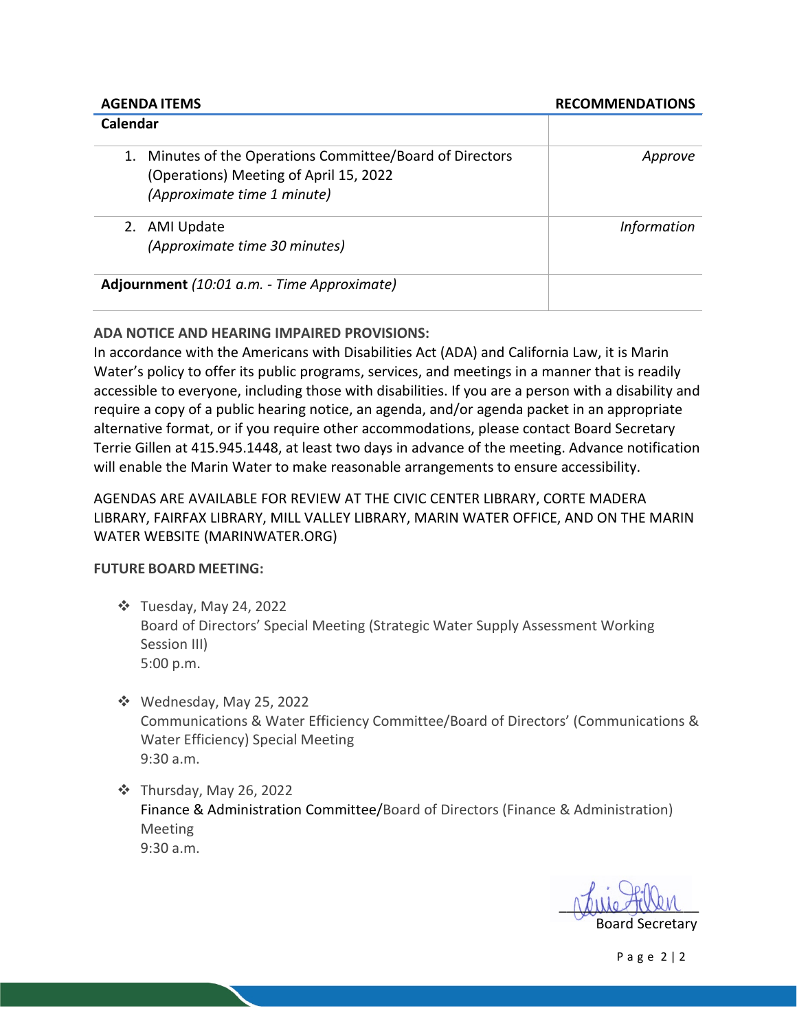| AGENDA ITEMS | RECOMMENDATIONS |
|---|---|
| **Calendar** | |
| 1. Minutes of the Operations Committee/Board of Directors (Operations) Meeting of April 15, 2022 *(Approximate time 1 minute)* | *Approve* |
| 2. AMI Update *(Approximate time 30 minutes)* | *Information* |
| **Adjournment** *(10:01 a.m. - Time Approximate)* | |

**ADA NOTICE AND HEARING IMPAIRED PROVISIONS:**
In accordance with the Americans with Disabilities Act (ADA) and California Law, it is Marin Water's policy to offer its public programs, services, and meetings in a manner that is readily accessible to everyone, including those with disabilities. If you are a person with a disability and require a copy of a public hearing notice, an agenda, and/or agenda packet in an appropriate alternative format, or if you require other accommodations, please contact Board Secretary Terrie Gillen at 415.945.1448, at least two days in advance of the meeting. Advance notification will enable the Marin Water to make reasonable arrangements to ensure accessibility.

AGENDAS ARE AVAILABLE FOR REVIEW AT THE CIVIC CENTER LIBRARY, CORTE MADERA LIBRARY, FAIRFAX LIBRARY, MILL VALLEY LIBRARY, MARIN WATER OFFICE, AND ON THE MARIN WATER WEBSITE (MARINWATER.ORG)

**FUTURE BOARD MEETING:**

- Tuesday, May 24, 2022
  Board of Directors' Special Meeting (Strategic Water Supply Assessment Working Session III)
  5:00 p.m.

- Wednesday, May 25, 2022
  Communications & Water Efficiency Committee/Board of Directors' (Communications & Water Efficiency) Special Meeting
  9:30 a.m.

- Thursday, May 26, 2022
  Finance & Administration Committee/Board of Directors (Finance & Administration) Meeting
  9:30 a.m.

Board Secretary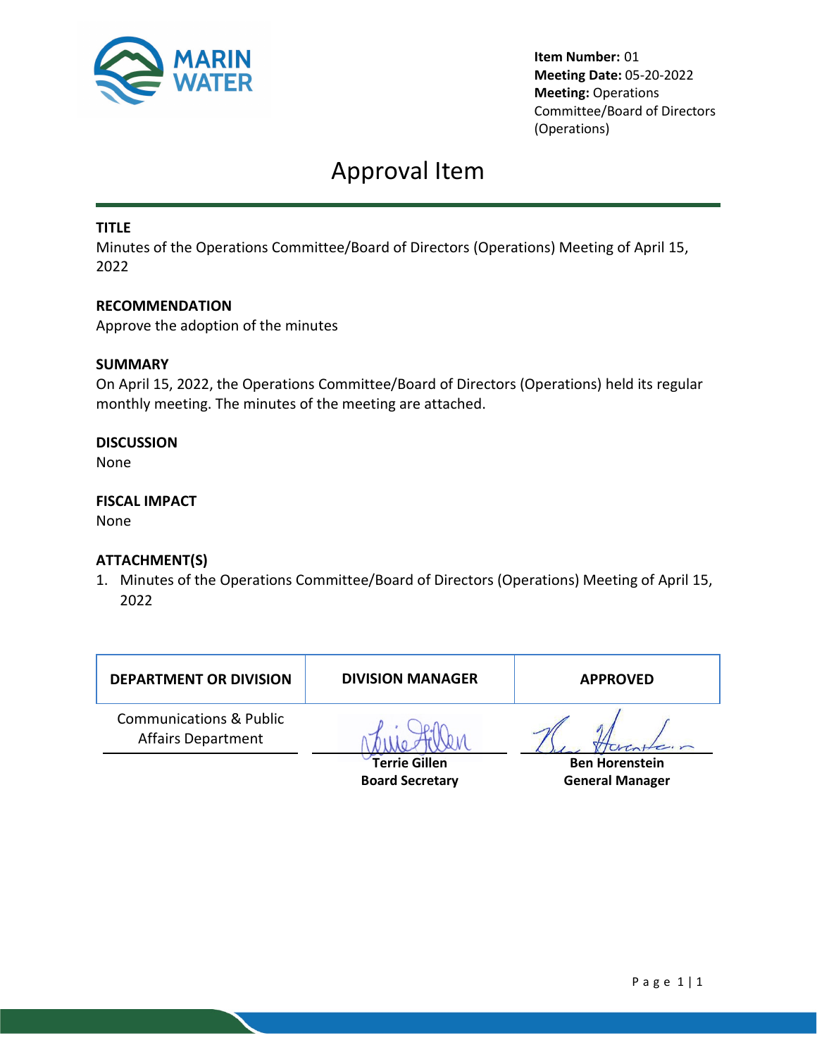**Item Number:** 01
**Meeting Date:** 05-20-2022
**Meeting:** Operations Committee/Board of Directors (Operations)

# Approval Item

**TITLE**
Minutes of the Operations Committee/Board of Directors (Operations) Meeting of April 15, 2022

**RECOMMENDATION**
Approve the adoption of the minutes

**SUMMARY**
On April 15, 2022, the Operations Committee/Board of Directors (Operations) held its regular monthly meeting. The minutes of the meeting are attached.

**DISCUSSION**
None

**FISCAL IMPACT**
None

**ATTACHMENT(S)**

1. Minutes of the Operations Committee/Board of Directors (Operations) Meeting of April 15, 2022

| DEPARTMENT OR DIVISION | DIVISION MANAGER | APPROVED |
|---|---|---|
| Communications & Public Affairs Department | **Terrie Gillen** **Board Secretary** | **Ben Horenstein** **General Manager** |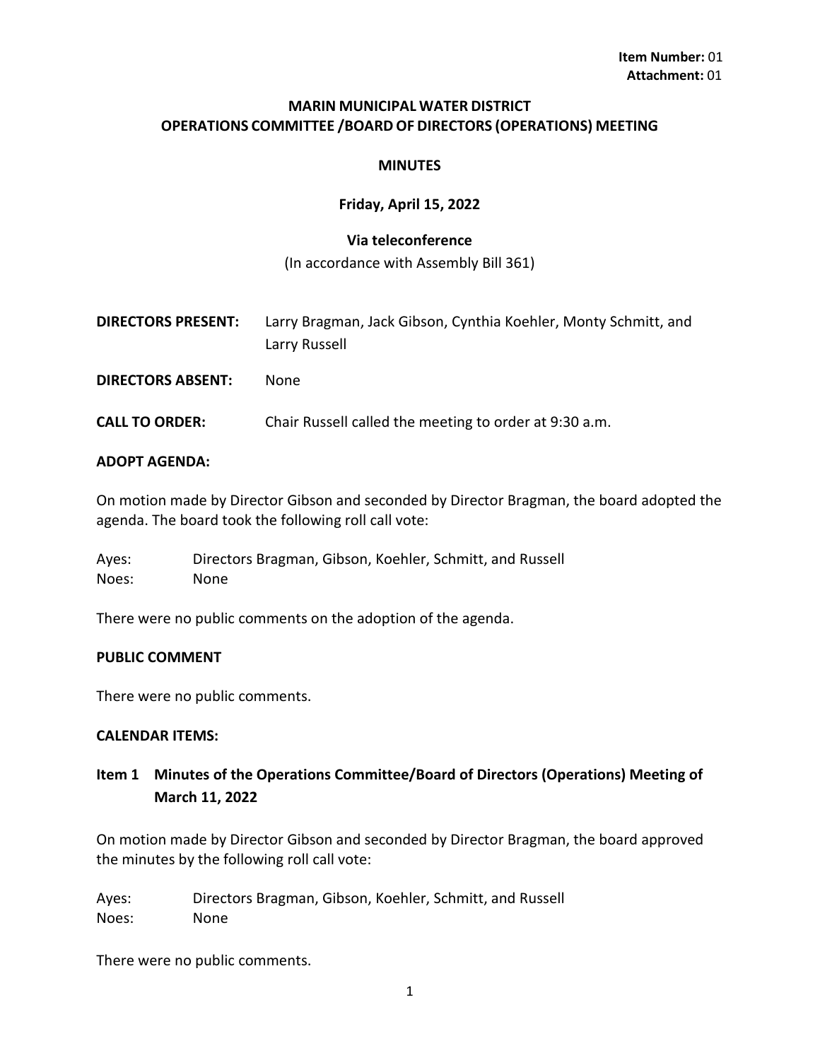**Item Number:** 01
**Attachment:** 01

# MARIN MUNICIPAL WATER DISTRICT
# OPERATIONS COMMITTEE /BOARD OF DIRECTORS (OPERATIONS) MEETING

## MINUTES

**Friday, April 15, 2022**

**Via teleconference**

(In accordance with Assembly Bill 361)

**DIRECTORS PRESENT:** Larry Bragman, Jack Gibson, Cynthia Koehler, Monty Schmitt, and Larry Russell

**DIRECTORS ABSENT:** None

**CALL TO ORDER:** Chair Russell called the meeting to order at 9:30 a.m.

**ADOPT AGENDA:**

On motion made by Director Gibson and seconded by Director Bragman, the board adopted the agenda. The board took the following roll call vote:

Ayes: Directors Bragman, Gibson, Koehler, Schmitt, and Russell
Noes: None

There were no public comments on the adoption of the agenda.

**PUBLIC COMMENT**

There were no public comments.

**CALENDAR ITEMS:**

### Item 1 Minutes of the Operations Committee/Board of Directors (Operations) Meeting of March 11, 2022

On motion made by Director Gibson and seconded by Director Bragman, the board approved the minutes by the following roll call vote:

Ayes: Directors Bragman, Gibson, Koehler, Schmitt, and Russell
Noes: None

There were no public comments.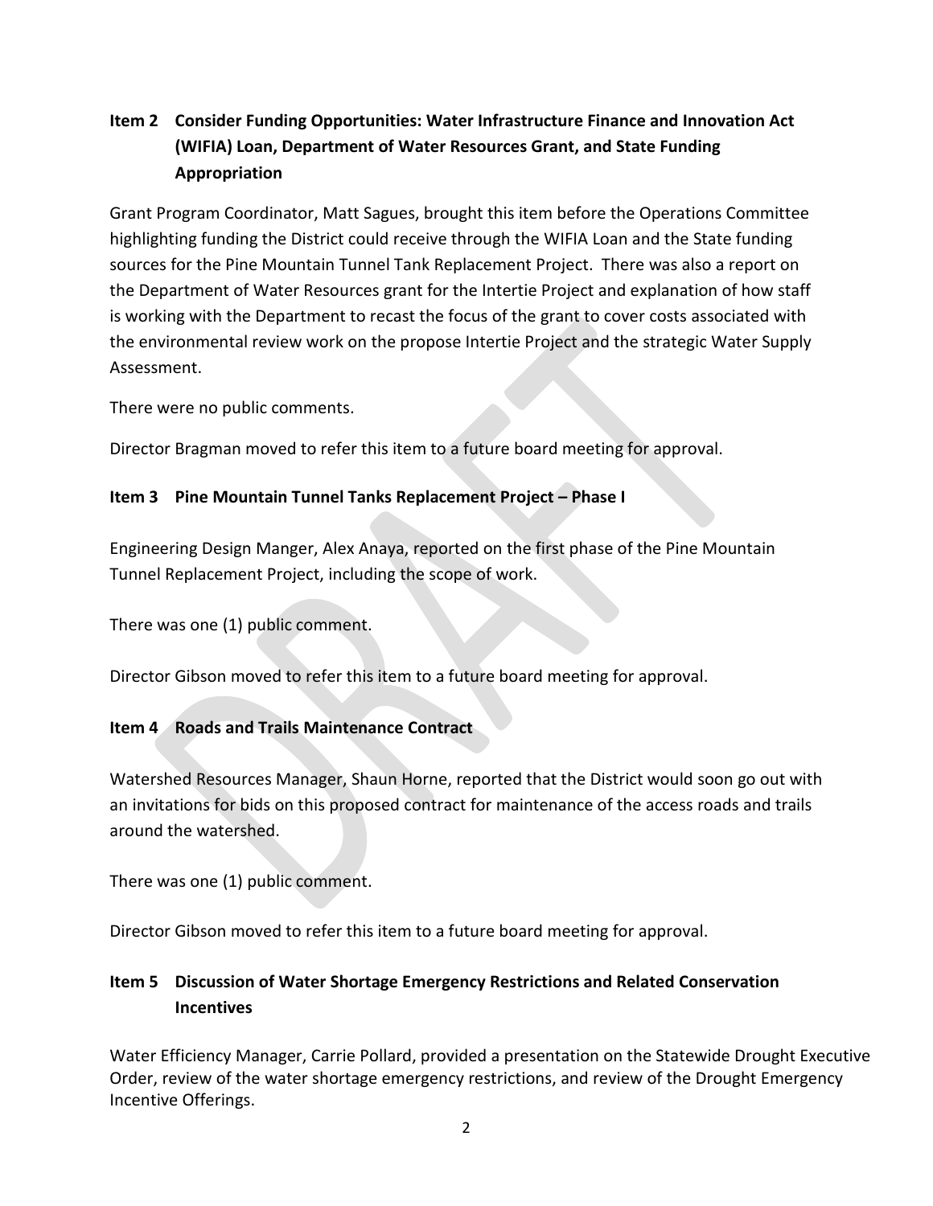**Item 2 Consider Funding Opportunities: Water Infrastructure Finance and Innovation Act (WIFIA) Loan, Department of Water Resources Grant, and State Funding Appropriation**

Grant Program Coordinator, Matt Sagues, brought this item before the Operations Committee highlighting funding the District could receive through the WIFIA Loan and the State funding sources for the Pine Mountain Tunnel Tank Replacement Project. There was also a report on the Department of Water Resources grant for the Intertie Project and explanation of how staff is working with the Department to recast the focus of the grant to cover costs associated with the environmental review work on the propose Intertie Project and the strategic Water Supply Assessment.

There were no public comments.

Director Bragman moved to refer this item to a future board meeting for approval.

**Item 3 Pine Mountain Tunnel Tanks Replacement Project – Phase I**

Engineering Design Manger, Alex Anaya, reported on the first phase of the Pine Mountain Tunnel Replacement Project, including the scope of work.

There was one (1) public comment.

Director Gibson moved to refer this item to a future board meeting for approval.

**Item 4 Roads and Trails Maintenance Contract**

Watershed Resources Manager, Shaun Horne, reported that the District would soon go out with an invitations for bids on this proposed contract for maintenance of the access roads and trails around the watershed.

There was one (1) public comment.

Director Gibson moved to refer this item to a future board meeting for approval.

**Item 5 Discussion of Water Shortage Emergency Restrictions and Related Conservation Incentives**

Water Efficiency Manager, Carrie Pollard, provided a presentation on the Statewide Drought Executive Order, review of the water shortage emergency restrictions, and review of the Drought Emergency Incentive Offerings.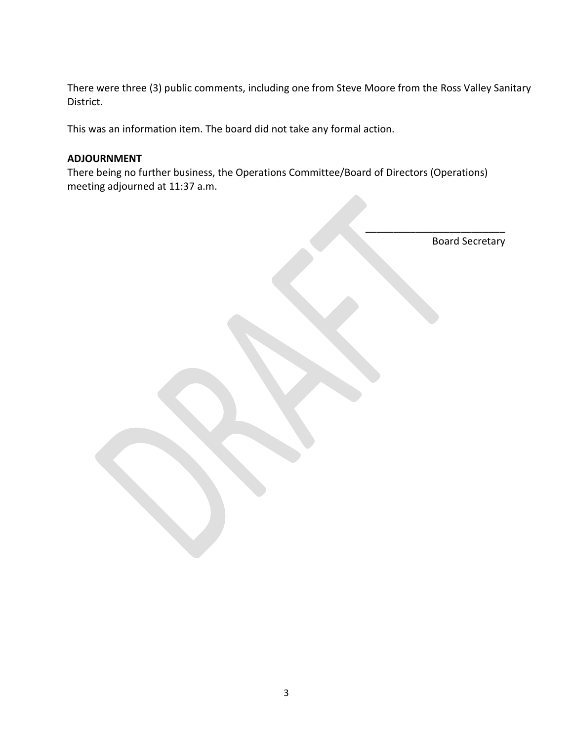There were three (3) public comments, including one from Steve Moore from the Ross Valley Sanitary District.

This was an information item. The board did not take any formal action.

**ADJOURNMENT**

There being no further business, the Operations Committee/Board of Directors (Operations) meeting adjourned at 11:37 a.m.

\_\_\_\_\_\_\_\_\_\_\_\_\_\_\_\_\_\_\_\_\_\_\_\_\_

Board Secretary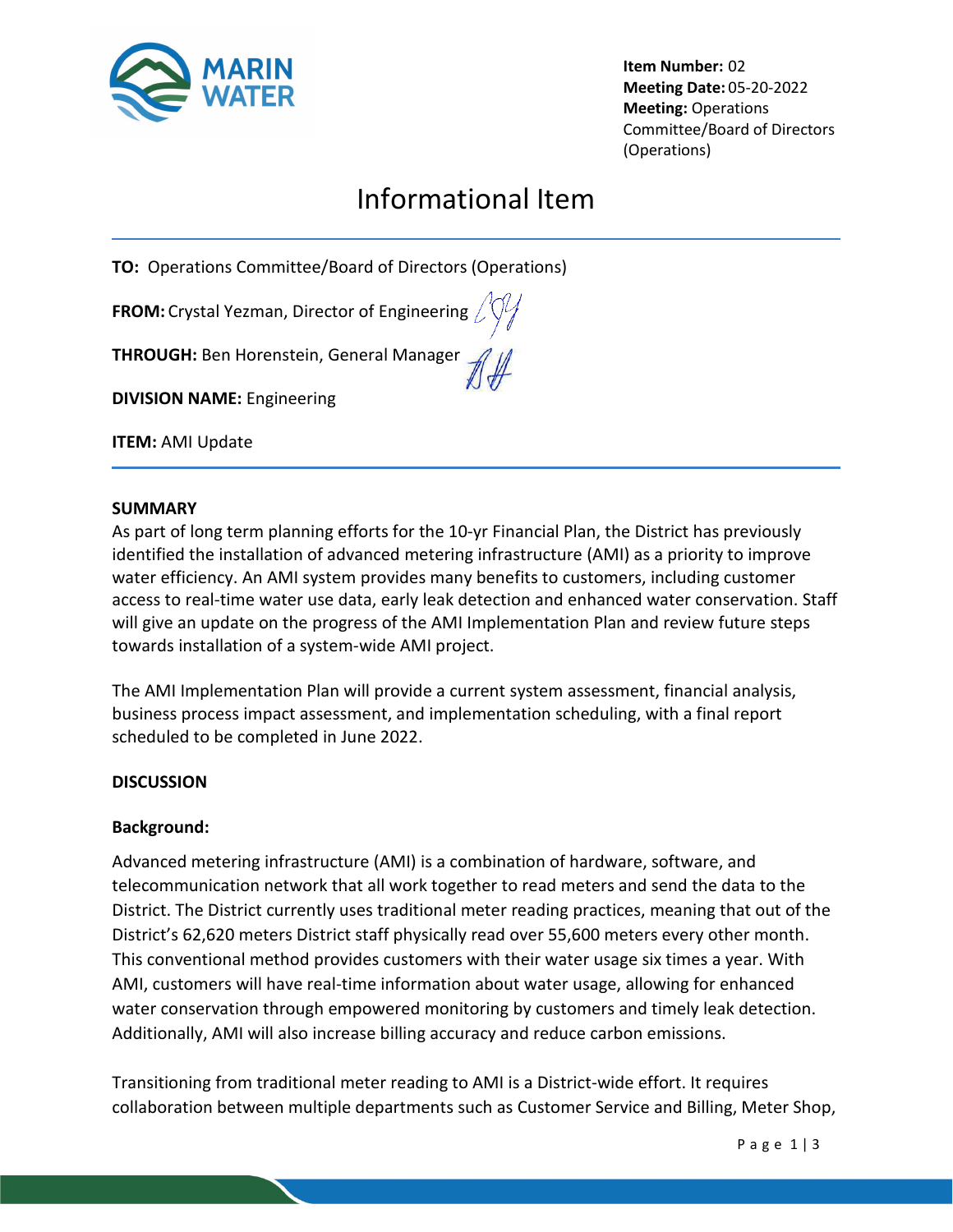**Item Number:** 02
**Meeting Date:** 05-20-2022
**Meeting:** Operations Committee/Board of Directors (Operations)

# Informational Item

**TO:** Operations Committee/Board of Directors (Operations)

**FROM:** Crystal Yezman, Director of Engineering

**THROUGH:** Ben Horenstein, General Manager

**DIVISION NAME:** Engineering

**ITEM:** AMI Update

## SUMMARY

As part of long term planning efforts for the 10-yr Financial Plan, the District has previously identified the installation of advanced metering infrastructure (AMI) as a priority to improve water efficiency. An AMI system provides many benefits to customers, including customer access to real-time water use data, early leak detection and enhanced water conservation. Staff will give an update on the progress of the AMI Implementation Plan and review future steps towards installation of a system-wide AMI project.

The AMI Implementation Plan will provide a current system assessment, financial analysis, business process impact assessment, and implementation scheduling, with a final report scheduled to be completed in June 2022.

## DISCUSSION

### Background:

Advanced metering infrastructure (AMI) is a combination of hardware, software, and telecommunication network that all work together to read meters and send the data to the District. The District currently uses traditional meter reading practices, meaning that out of the District's 62,620 meters District staff physically read over 55,600 meters every other month. This conventional method provides customers with their water usage six times a year. With AMI, customers will have real-time information about water usage, allowing for enhanced water conservation through empowered monitoring by customers and timely leak detection. Additionally, AMI will also increase billing accuracy and reduce carbon emissions.

Transitioning from traditional meter reading to AMI is a District-wide effort. It requires collaboration between multiple departments such as Customer Service and Billing, Meter Shop,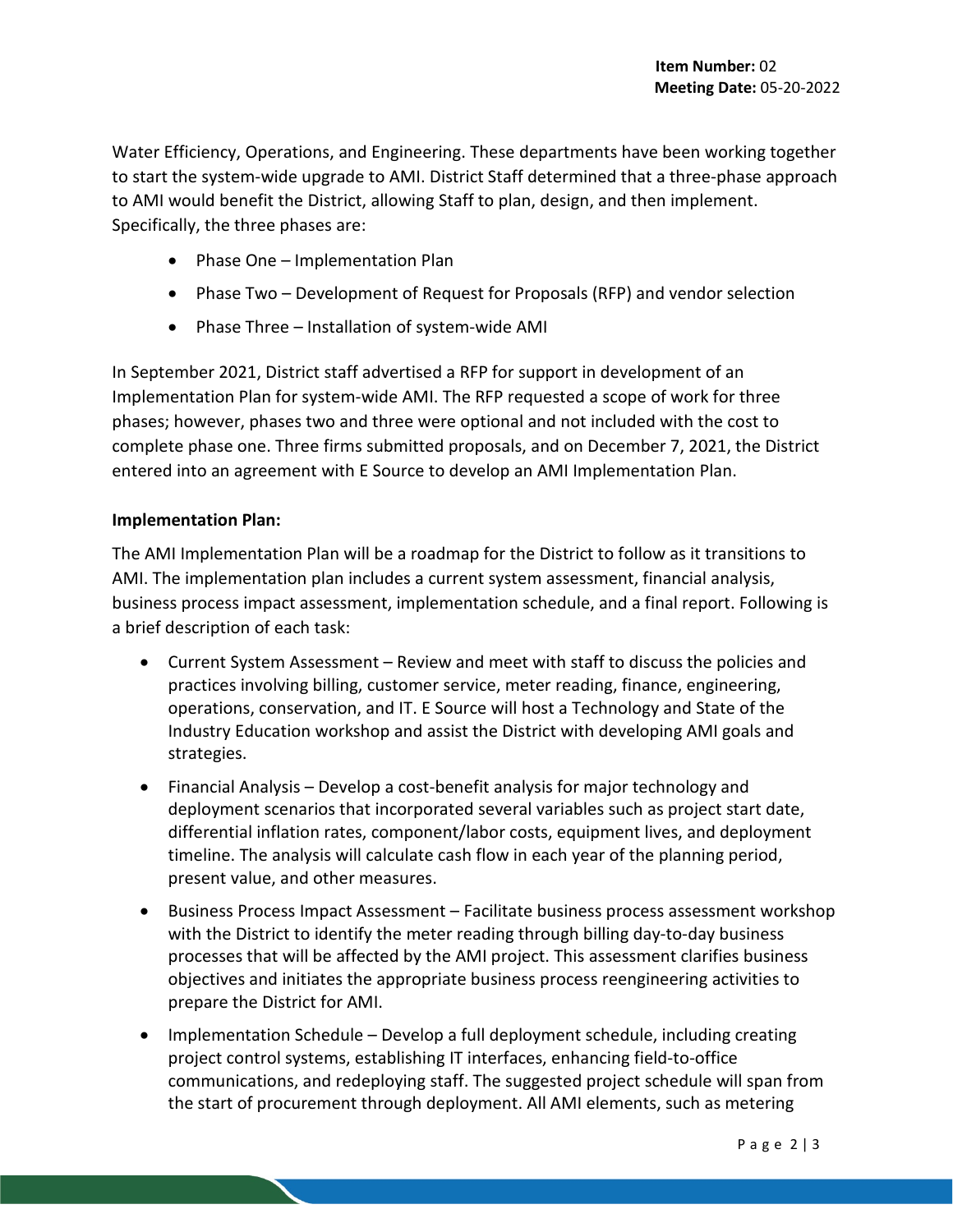Water Efficiency, Operations, and Engineering. These departments have been working together to start the system-wide upgrade to AMI. District Staff determined that a three-phase approach to AMI would benefit the District, allowing Staff to plan, design, and then implement. Specifically, the three phases are:

- Phase One – Implementation Plan
- Phase Two – Development of Request for Proposals (RFP) and vendor selection
- Phase Three – Installation of system-wide AMI

In September 2021, District staff advertised a RFP for support in development of an Implementation Plan for system-wide AMI. The RFP requested a scope of work for three phases; however, phases two and three were optional and not included with the cost to complete phase one. Three firms submitted proposals, and on December 7, 2021, the District entered into an agreement with E Source to develop an AMI Implementation Plan.

**Implementation Plan:**

The AMI Implementation Plan will be a roadmap for the District to follow as it transitions to AMI. The implementation plan includes a current system assessment, financial analysis, business process impact assessment, implementation schedule, and a final report. Following is a brief description of each task:

- Current System Assessment – Review and meet with staff to discuss the policies and practices involving billing, customer service, meter reading, finance, engineering, operations, conservation, and IT. E Source will host a Technology and State of the Industry Education workshop and assist the District with developing AMI goals and strategies.
- Financial Analysis – Develop a cost-benefit analysis for major technology and deployment scenarios that incorporated several variables such as project start date, differential inflation rates, component/labor costs, equipment lives, and deployment timeline. The analysis will calculate cash flow in each year of the planning period, present value, and other measures.
- Business Process Impact Assessment – Facilitate business process assessment workshop with the District to identify the meter reading through billing day-to-day business processes that will be affected by the AMI project. This assessment clarifies business objectives and initiates the appropriate business process reengineering activities to prepare the District for AMI.
- Implementation Schedule – Develop a full deployment schedule, including creating project control systems, establishing IT interfaces, enhancing field-to-office communications, and redeploying staff. The suggested project schedule will span from the start of procurement through deployment. All AMI elements, such as metering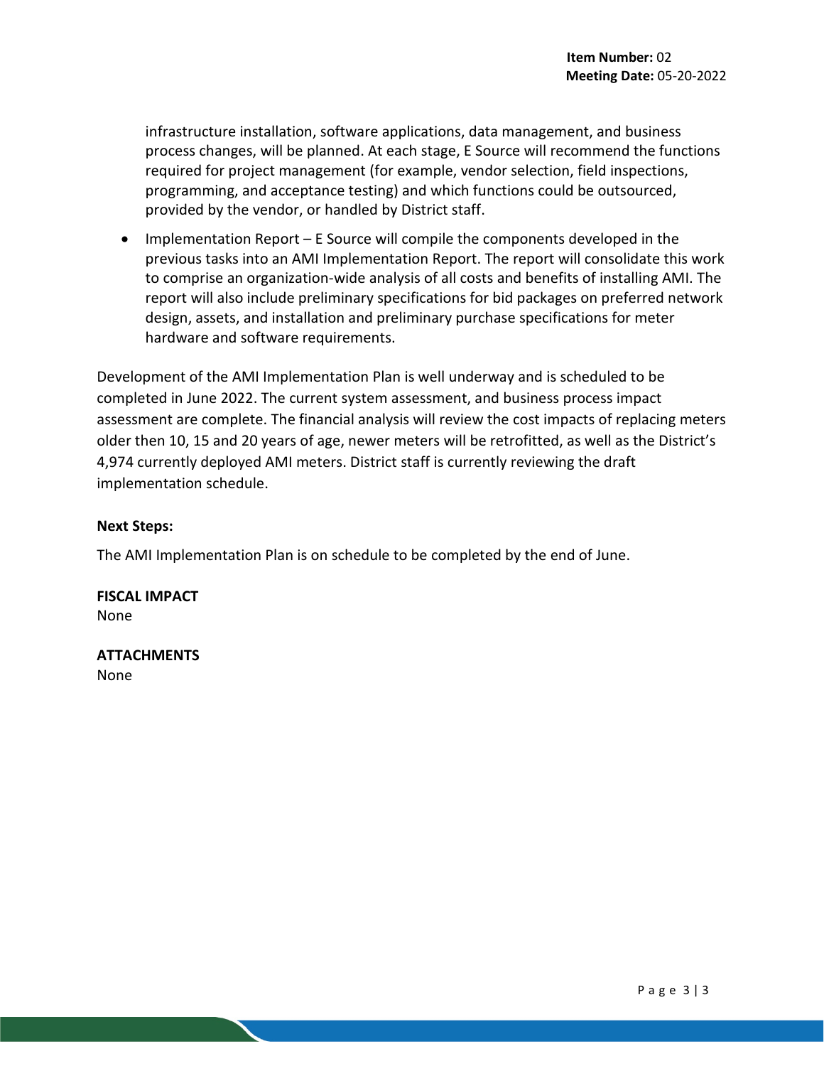infrastructure installation, software applications, data management, and business process changes, will be planned. At each stage, E Source will recommend the functions required for project management (for example, vendor selection, field inspections, programming, and acceptance testing) and which functions could be outsourced, provided by the vendor, or handled by District staff.

- Implementation Report – E Source will compile the components developed in the previous tasks into an AMI Implementation Report. The report will consolidate this work to comprise an organization-wide analysis of all costs and benefits of installing AMI. The report will also include preliminary specifications for bid packages on preferred network design, assets, and installation and preliminary purchase specifications for meter hardware and software requirements.

Development of the AMI Implementation Plan is well underway and is scheduled to be completed in June 2022. The current system assessment, and business process impact assessment are complete. The financial analysis will review the cost impacts of replacing meters older then 10, 15 and 20 years of age, newer meters will be retrofitted, as well as the District's 4,974 currently deployed AMI meters. District staff is currently reviewing the draft implementation schedule.

**Next Steps:**

The AMI Implementation Plan is on schedule to be completed by the end of June.

**FISCAL IMPACT**

None

**ATTACHMENTS**

None